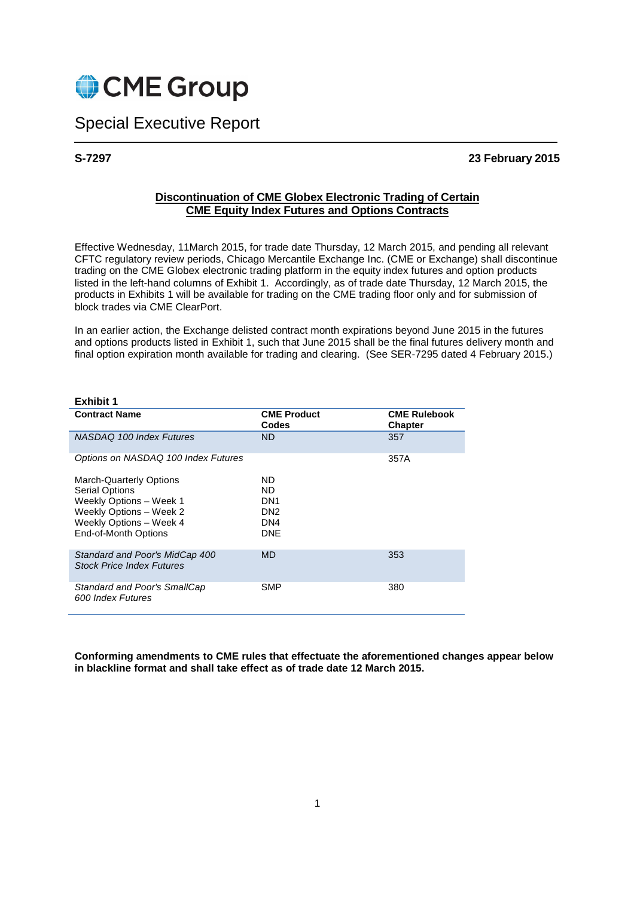# CME Group

## Special Executive Report

**S-7297** **23 February 2015**

### Discontinuation of CME Globex Electronic Trading of Certain CME Equity Index Futures and Options Contracts

Effective Wednesday, 11March 2015, for trade date Thursday, 12 March 2015, and pending all relevant CFTC regulatory review periods, Chicago Mercantile Exchange Inc. (CME or Exchange) shall discontinue trading on the CME Globex electronic trading platform in the equity index futures and option products listed in the left-hand columns of Exhibit 1. Accordingly, as of trade date Thursday, 12 March 2015, the products in Exhibits 1 will be available for trading on the CME trading floor only and for submission of block trades via CME ClearPort.

In an earlier action, the Exchange delisted contract month expirations beyond June 2015 in the futures and options products listed in Exhibit 1, such that June 2015 shall be the final futures delivery month and final option expiration month available for trading and clearing. (See SER-7295 dated 4 February 2015.)

**Exhibit 1**

| **Contract Name** | **CME Product Codes** | **CME Rulebook Chapter** |
|---|---|---|
| *NASDAQ 100 Index Futures* | ND | 357 |
| *Options on NASDAQ 100 Index Futures* | | 357A |
| March-Quarterly Options | ND | |
| Serial Options | ND | |
| Weekly Options – Week 1 | DN1 | |
| Weekly Options – Week 2 | DN2 | |
| Weekly Options – Week 4 | DN4 | |
| End-of-Month Options | DNE | |
| *Standard and Poor's MidCap 400 Stock Price Index Futures* | MD | 353 |
| *Standard and Poor's SmallCap 600 Index Futures* | SMP | 380 |

**Conforming amendments to CME rules that effectuate the aforementioned changes appear below in blackline format and shall take effect as of trade date 12 March 2015.**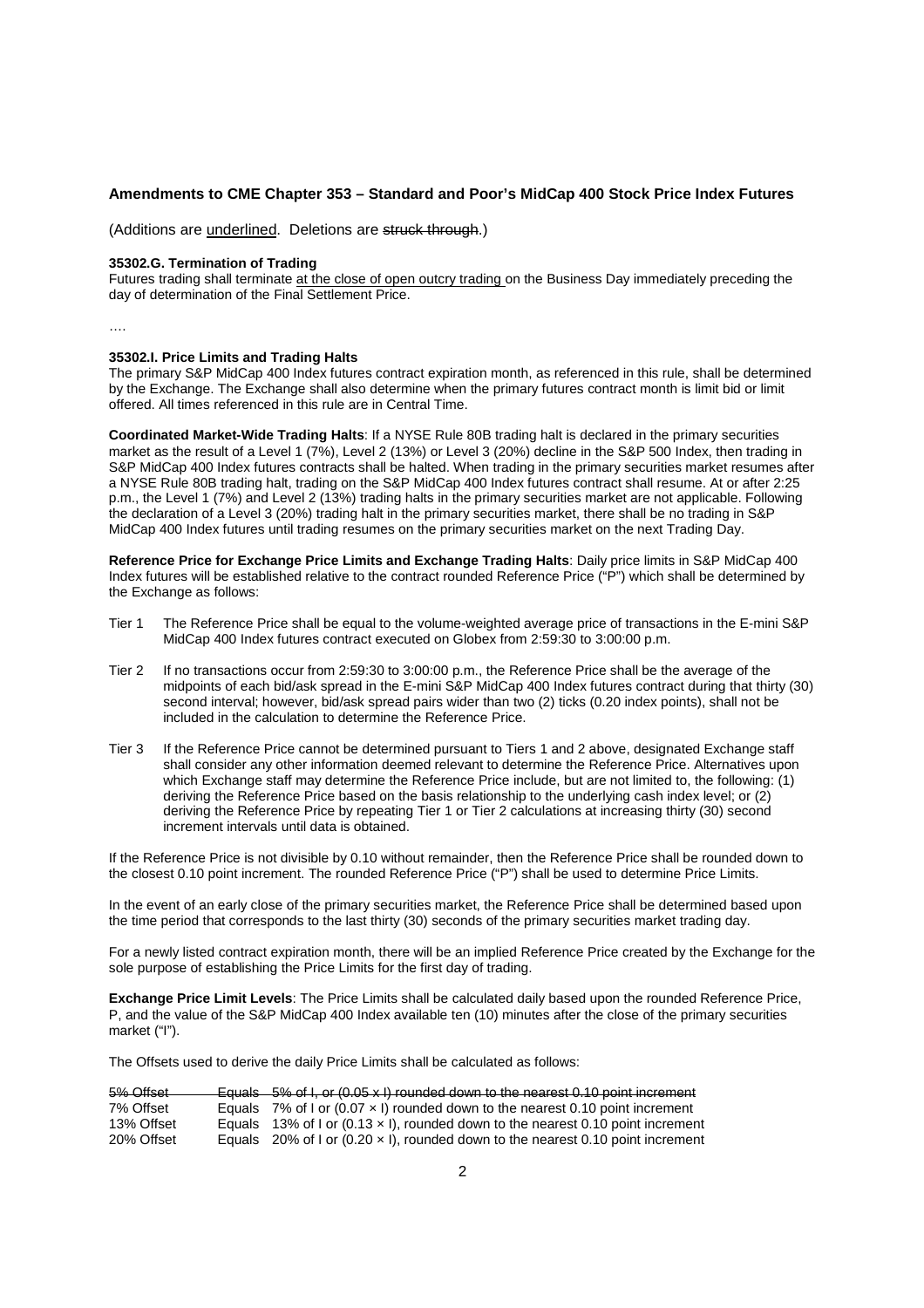**Amendments to CME Chapter 353 – Standard and Poor's MidCap 400 Stock Price Index Futures**

(Additions are <u>underlined</u>. Deletions are ~~struck through~~.)

**35302.G. Termination of Trading**

Futures trading shall terminate <u>at the close of open outcry trading</u> on the Business Day immediately preceding the day of determination of the Final Settlement Price.

….

**35302.I. Price Limits and Trading Halts**

The primary S&P MidCap 400 Index futures contract expiration month, as referenced in this rule, shall be determined by the Exchange. The Exchange shall also determine when the primary futures contract month is limit bid or limit offered. All times referenced in this rule are in Central Time.

**Coordinated Market-Wide Trading Halts**: If a NYSE Rule 80B trading halt is declared in the primary securities market as the result of a Level 1 (7%), Level 2 (13%) or Level 3 (20%) decline in the S&P 500 Index, then trading in S&P MidCap 400 Index futures contracts shall be halted. When trading in the primary securities market resumes after a NYSE Rule 80B trading halt, trading on the S&P MidCap 400 Index futures contract shall resume. At or after 2:25 p.m., the Level 1 (7%) and Level 2 (13%) trading halts in the primary securities market are not applicable. Following the declaration of a Level 3 (20%) trading halt in the primary securities market, there shall be no trading in S&P MidCap 400 Index futures until trading resumes on the primary securities market on the next Trading Day.

**Reference Price for Exchange Price Limits and Exchange Trading Halts**: Daily price limits in S&P MidCap 400 Index futures will be established relative to the contract rounded Reference Price ("P") which shall be determined by the Exchange as follows:

- Tier 1 The Reference Price shall be equal to the volume-weighted average price of transactions in the E-mini S&P MidCap 400 Index futures contract executed on Globex from 2:59:30 to 3:00:00 p.m.
- Tier 2 If no transactions occur from 2:59:30 to 3:00:00 p.m., the Reference Price shall be the average of the midpoints of each bid/ask spread in the E-mini S&P MidCap 400 Index futures contract during that thirty (30) second interval; however, bid/ask spread pairs wider than two (2) ticks (0.20 index points), shall not be included in the calculation to determine the Reference Price.
- Tier 3 If the Reference Price cannot be determined pursuant to Tiers 1 and 2 above, designated Exchange staff shall consider any other information deemed relevant to determine the Reference Price. Alternatives upon which Exchange staff may determine the Reference Price include, but are not limited to, the following: (1) deriving the Reference Price based on the basis relationship to the underlying cash index level; or (2) deriving the Reference Price by repeating Tier 1 or Tier 2 calculations at increasing thirty (30) second increment intervals until data is obtained.

If the Reference Price is not divisible by 0.10 without remainder, then the Reference Price shall be rounded down to the closest 0.10 point increment. The rounded Reference Price ("P") shall be used to determine Price Limits.

In the event of an early close of the primary securities market, the Reference Price shall be determined based upon the time period that corresponds to the last thirty (30) seconds of the primary securities market trading day.

For a newly listed contract expiration month, there will be an implied Reference Price created by the Exchange for the sole purpose of establishing the Price Limits for the first day of trading.

**Exchange Price Limit Levels**: The Price Limits shall be calculated daily based upon the rounded Reference Price, P, and the value of the S&P MidCap 400 Index available ten (10) minutes after the close of the primary securities market ("I").

The Offsets used to derive the daily Price Limits shall be calculated as follows:

| | |
|---|---|
| ~~5% Offset~~ | ~~Equals 5% of I, or (0.05 x I) rounded down to the nearest 0.10 point increment~~ |
| 7% Offset | Equals 7% of I or (0.07 × I) rounded down to the nearest 0.10 point increment |
| 13% Offset | Equals 13% of I or (0.13 × I), rounded down to the nearest 0.10 point increment |
| 20% Offset | Equals 20% of I or (0.20 × I), rounded down to the nearest 0.10 point increment |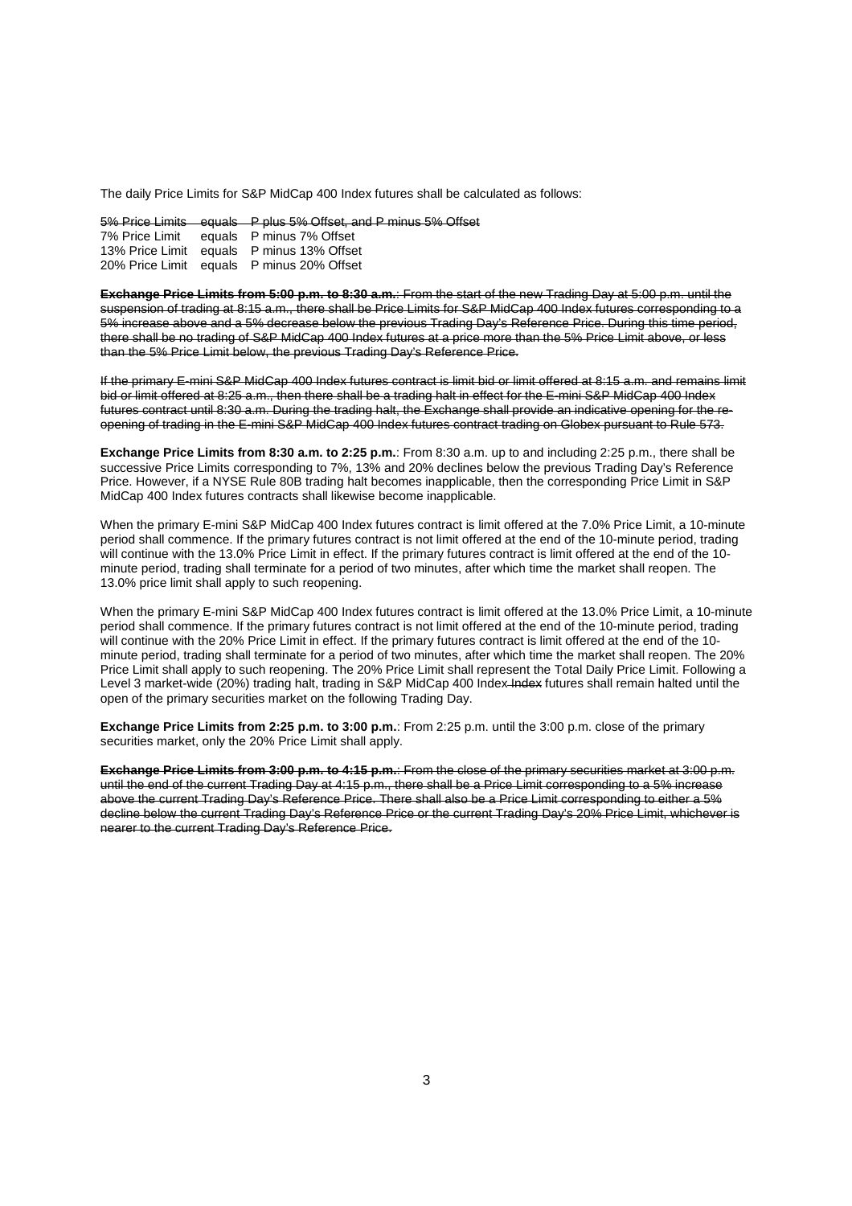The daily Price Limits for S&P MidCap 400 Index futures shall be calculated as follows:

~~5% Price Limits equals P plus 5% Offset, and P minus 5% Offset~~
7% Price Limit equals P minus 7% Offset
13% Price Limit equals P minus 13% Offset
20% Price Limit equals P minus 20% Offset

~~**Exchange Price Limits from 5:00 p.m. to 8:30 a.m.**: From the start of the new Trading Day at 5:00 p.m. until the suspension of trading at 8:15 a.m., there shall be Price Limits for S&P MidCap 400 Index futures corresponding to a 5% increase above and a 5% decrease below the previous Trading Day's Reference Price. During this time period, there shall be no trading of S&P MidCap 400 Index futures at a price more than the 5% Price Limit above, or less than the 5% Price Limit below, the previous Trading Day's Reference Price.~~

~~If the primary E-mini S&P MidCap 400 Index futures contract is limit bid or limit offered at 8:15 a.m. and remains limit bid or limit offered at 8:25 a.m., then there shall be a trading halt in effect for the E-mini S&P MidCap 400 Index futures contract until 8:30 a.m. During the trading halt, the Exchange shall provide an indicative opening for the re-opening of trading in the E-mini S&P MidCap 400 Index futures contract trading on Globex pursuant to Rule 573.~~

**Exchange Price Limits from 8:30 a.m. to 2:25 p.m.**: From 8:30 a.m. up to and including 2:25 p.m., there shall be successive Price Limits corresponding to 7%, 13% and 20% declines below the previous Trading Day's Reference Price. However, if a NYSE Rule 80B trading halt becomes inapplicable, then the corresponding Price Limit in S&P MidCap 400 Index futures contracts shall likewise become inapplicable.

When the primary E-mini S&P MidCap 400 Index futures contract is limit offered at the 7.0% Price Limit, a 10-minute period shall commence. If the primary futures contract is not limit offered at the end of the 10-minute period, trading will continue with the 13.0% Price Limit in effect. If the primary futures contract is limit offered at the end of the 10-minute period, trading shall terminate for a period of two minutes, after which time the market shall reopen. The 13.0% price limit shall apply to such reopening.

When the primary E-mini S&P MidCap 400 Index futures contract is limit offered at the 13.0% Price Limit, a 10-minute period shall commence. If the primary futures contract is not limit offered at the end of the 10-minute period, trading will continue with the 20% Price Limit in effect. If the primary futures contract is limit offered at the end of the 10-minute period, trading shall terminate for a period of two minutes, after which time the market shall reopen. The 20% Price Limit shall apply to such reopening. The 20% Price Limit shall represent the Total Daily Price Limit. Following a Level 3 market-wide (20%) trading halt, trading in S&P MidCap 400 Index ~~Index~~ futures shall remain halted until the open of the primary securities market on the following Trading Day.

**Exchange Price Limits from 2:25 p.m. to 3:00 p.m.**: From 2:25 p.m. until the 3:00 p.m. close of the primary securities market, only the 20% Price Limit shall apply.

~~**Exchange Price Limits from 3:00 p.m. to 4:15 p.m.**: From the close of the primary securities market at 3:00 p.m. until the end of the current Trading Day at 4:15 p.m., there shall be a Price Limit corresponding to a 5% increase above the current Trading Day's Reference Price. There shall also be a Price Limit corresponding to either a 5% decline below the current Trading Day's Reference Price or the current Trading Day's 20% Price Limit, whichever is nearer to the current Trading Day's Reference Price.~~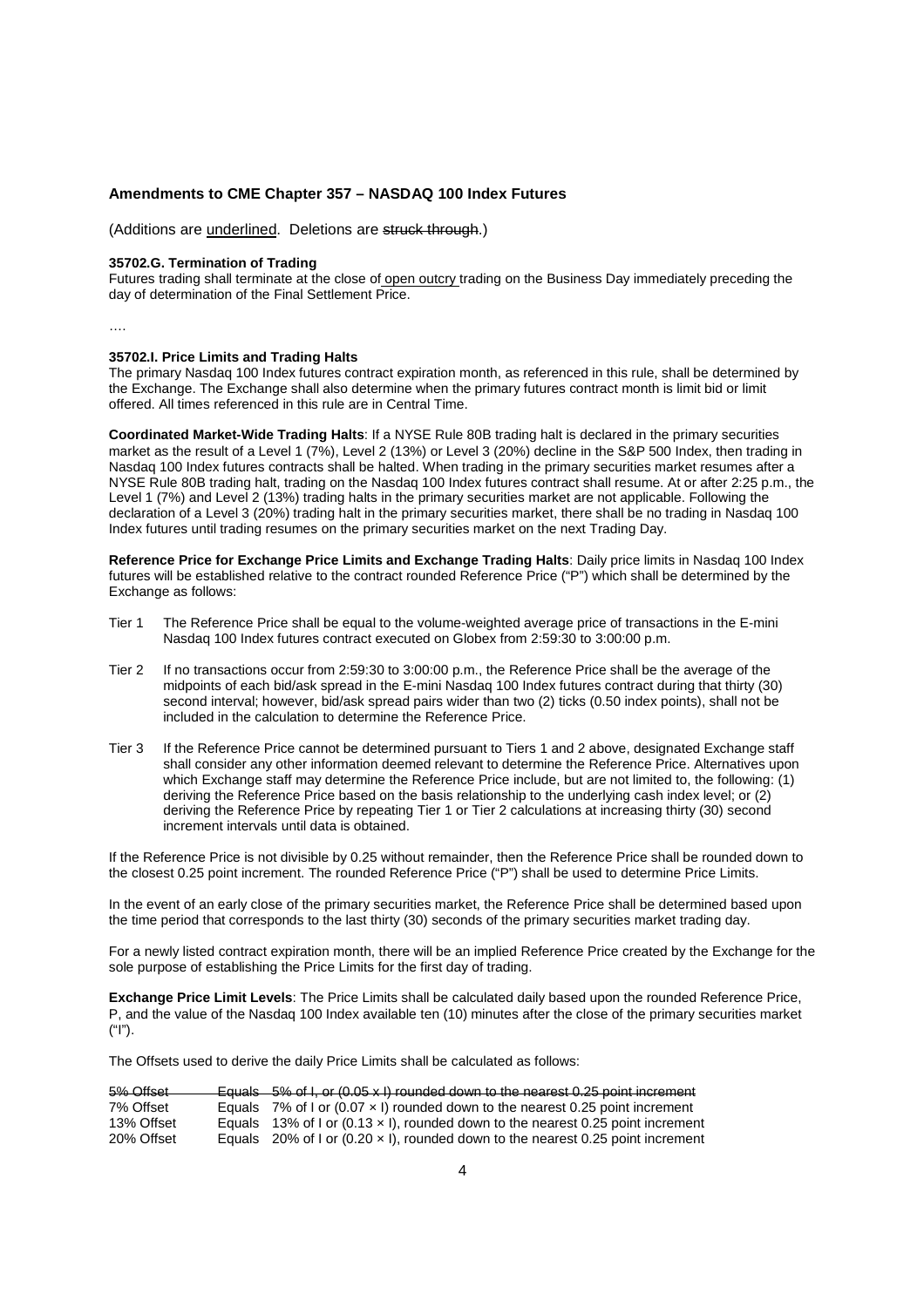**Amendments to CME Chapter 357 – NASDAQ 100 Index Futures**

(Additions are <u>underlined</u>. Deletions are ~~struck through~~.)

**35702.G. Termination of Trading**

Futures trading shall terminate at the close of <u>open outcry</u> trading on the Business Day immediately preceding the day of determination of the Final Settlement Price.

….

**35702.I. Price Limits and Trading Halts**

The primary Nasdaq 100 Index futures contract expiration month, as referenced in this rule, shall be determined by the Exchange. The Exchange shall also determine when the primary futures contract month is limit bid or limit offered. All times referenced in this rule are in Central Time.

**Coordinated Market-Wide Trading Halts**: If a NYSE Rule 80B trading halt is declared in the primary securities market as the result of a Level 1 (7%), Level 2 (13%) or Level 3 (20%) decline in the S&P 500 Index, then trading in Nasdaq 100 Index futures contracts shall be halted. When trading in the primary securities market resumes after a NYSE Rule 80B trading halt, trading on the Nasdaq 100 Index futures contract shall resume. At or after 2:25 p.m., the Level 1 (7%) and Level 2 (13%) trading halts in the primary securities market are not applicable. Following the declaration of a Level 3 (20%) trading halt in the primary securities market, there shall be no trading in Nasdaq 100 Index futures until trading resumes on the primary securities market on the next Trading Day.

**Reference Price for Exchange Price Limits and Exchange Trading Halts**: Daily price limits in Nasdaq 100 Index futures will be established relative to the contract rounded Reference Price ("P") which shall be determined by the Exchange as follows:

Tier 1 The Reference Price shall be equal to the volume-weighted average price of transactions in the E-mini Nasdaq 100 Index futures contract executed on Globex from 2:59:30 to 3:00:00 p.m.

Tier 2 If no transactions occur from 2:59:30 to 3:00:00 p.m., the Reference Price shall be the average of the midpoints of each bid/ask spread in the E-mini Nasdaq 100 Index futures contract during that thirty (30) second interval; however, bid/ask spread pairs wider than two (2) ticks (0.50 index points), shall not be included in the calculation to determine the Reference Price.

Tier 3 If the Reference Price cannot be determined pursuant to Tiers 1 and 2 above, designated Exchange staff shall consider any other information deemed relevant to determine the Reference Price. Alternatives upon which Exchange staff may determine the Reference Price include, but are not limited to, the following: (1) deriving the Reference Price based on the basis relationship to the underlying cash index level; or (2) deriving the Reference Price by repeating Tier 1 or Tier 2 calculations at increasing thirty (30) second increment intervals until data is obtained.

If the Reference Price is not divisible by 0.25 without remainder, then the Reference Price shall be rounded down to the closest 0.25 point increment. The rounded Reference Price ("P") shall be used to determine Price Limits.

In the event of an early close of the primary securities market, the Reference Price shall be determined based upon the time period that corresponds to the last thirty (30) seconds of the primary securities market trading day.

For a newly listed contract expiration month, there will be an implied Reference Price created by the Exchange for the sole purpose of establishing the Price Limits for the first day of trading.

**Exchange Price Limit Levels**: The Price Limits shall be calculated daily based upon the rounded Reference Price, P, and the value of the Nasdaq 100 Index available ten (10) minutes after the close of the primary securities market ("I").

The Offsets used to derive the daily Price Limits shall be calculated as follows:

| | | |
|---|---|---|
| ~~5% Offset~~ | ~~Equals~~ | ~~5% of I, or (0.05 x I) rounded down to the nearest 0.25 point increment~~ |
| 7% Offset | Equals | 7% of I or (0.07 × I) rounded down to the nearest 0.25 point increment |
| 13% Offset | Equals | 13% of I or (0.13 × I), rounded down to the nearest 0.25 point increment |
| 20% Offset | Equals | 20% of I or (0.20 × I), rounded down to the nearest 0.25 point increment |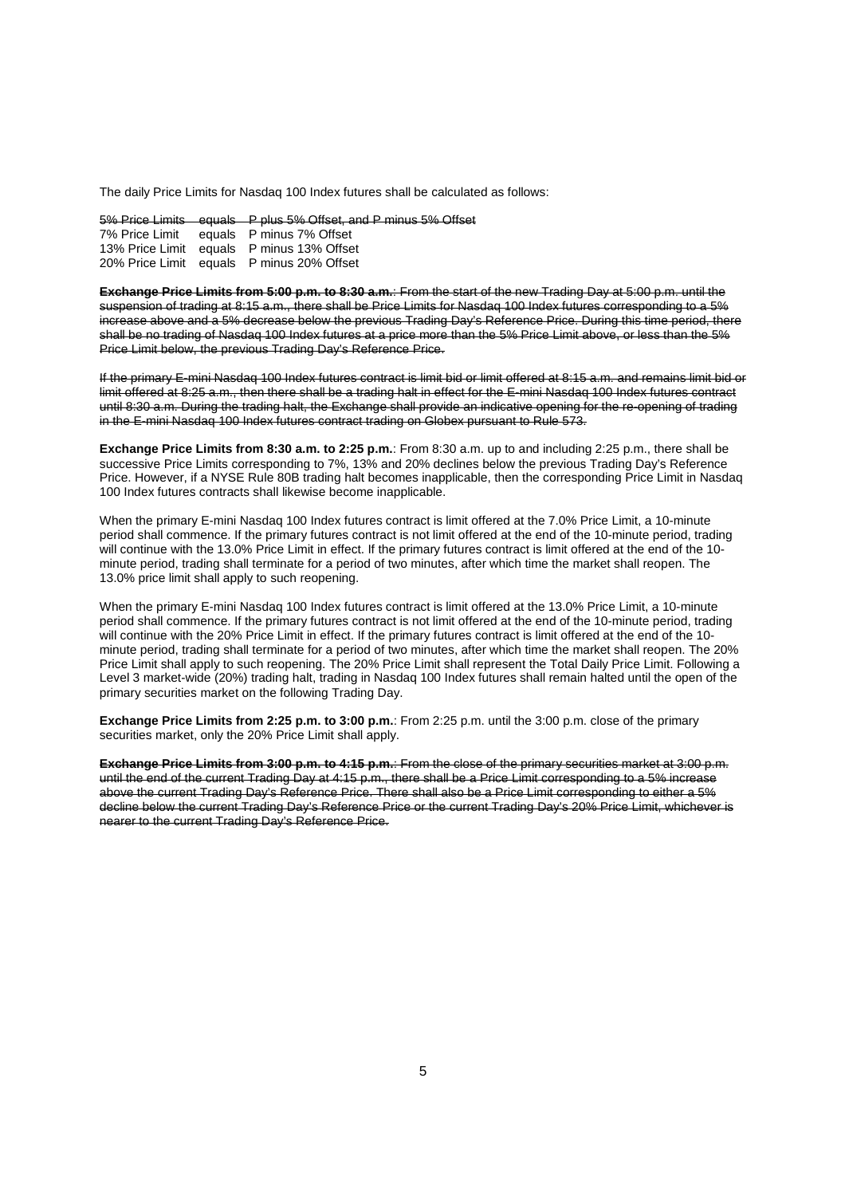The daily Price Limits for Nasdaq 100 Index futures shall be calculated as follows:

| | | |
|---|---|---|
| ~~5% Price Limits~~ | ~~equals~~ | ~~P plus 5% Offset, and P minus 5% Offset~~ |
| 7% Price Limit | equals | P minus 7% Offset |
| 13% Price Limit | equals | P minus 13% Offset |
| 20% Price Limit | equals | P minus 20% Offset |

~~**Exchange Price Limits from 5:00 p.m. to 8:30 a.m.**: From the start of the new Trading Day at 5:00 p.m. until the suspension of trading at 8:15 a.m., there shall be Price Limits for Nasdaq 100 Index futures corresponding to a 5% increase above and a 5% decrease below the previous Trading Day's Reference Price. During this time period, there shall be no trading of Nasdaq 100 Index futures at a price more than the 5% Price Limit above, or less than the 5% Price Limit below, the previous Trading Day's Reference Price.~~

~~If the primary E-mini Nasdaq 100 Index futures contract is limit bid or limit offered at 8:15 a.m. and remains limit bid or limit offered at 8:25 a.m., then there shall be a trading halt in effect for the E-mini Nasdaq 100 Index futures contract until 8:30 a.m. During the trading halt, the Exchange shall provide an indicative opening for the re-opening of trading in the E-mini Nasdaq 100 Index futures contract trading on Globex pursuant to Rule 573.~~

**Exchange Price Limits from 8:30 a.m. to 2:25 p.m.**: From 8:30 a.m. up to and including 2:25 p.m., there shall be successive Price Limits corresponding to 7%, 13% and 20% declines below the previous Trading Day's Reference Price. However, if a NYSE Rule 80B trading halt becomes inapplicable, then the corresponding Price Limit in Nasdaq 100 Index futures contracts shall likewise become inapplicable.

When the primary E-mini Nasdaq 100 Index futures contract is limit offered at the 7.0% Price Limit, a 10-minute period shall commence. If the primary futures contract is not limit offered at the end of the 10-minute period, trading will continue with the 13.0% Price Limit in effect. If the primary futures contract is limit offered at the end of the 10-minute period, trading shall terminate for a period of two minutes, after which time the market shall reopen. The 13.0% price limit shall apply to such reopening.

When the primary E-mini Nasdaq 100 Index futures contract is limit offered at the 13.0% Price Limit, a 10-minute period shall commence. If the primary futures contract is not limit offered at the end of the 10-minute period, trading will continue with the 20% Price Limit in effect. If the primary futures contract is limit offered at the end of the 10-minute period, trading shall terminate for a period of two minutes, after which time the market shall reopen. The 20% Price Limit shall apply to such reopening. The 20% Price Limit shall represent the Total Daily Price Limit. Following a Level 3 market-wide (20%) trading halt, trading in Nasdaq 100 Index futures shall remain halted until the open of the primary securities market on the following Trading Day.

**Exchange Price Limits from 2:25 p.m. to 3:00 p.m.**: From 2:25 p.m. until the 3:00 p.m. close of the primary securities market, only the 20% Price Limit shall apply.

~~**Exchange Price Limits from 3:00 p.m. to 4:15 p.m.**: From the close of the primary securities market at 3:00 p.m. until the end of the current Trading Day at 4:15 p.m., there shall be a Price Limit corresponding to a 5% increase above the current Trading Day's Reference Price. There shall also be a Price Limit corresponding to either a 5% decline below the current Trading Day's Reference Price or the current Trading Day's 20% Price Limit, whichever is nearer to the current Trading Day's Reference Price.~~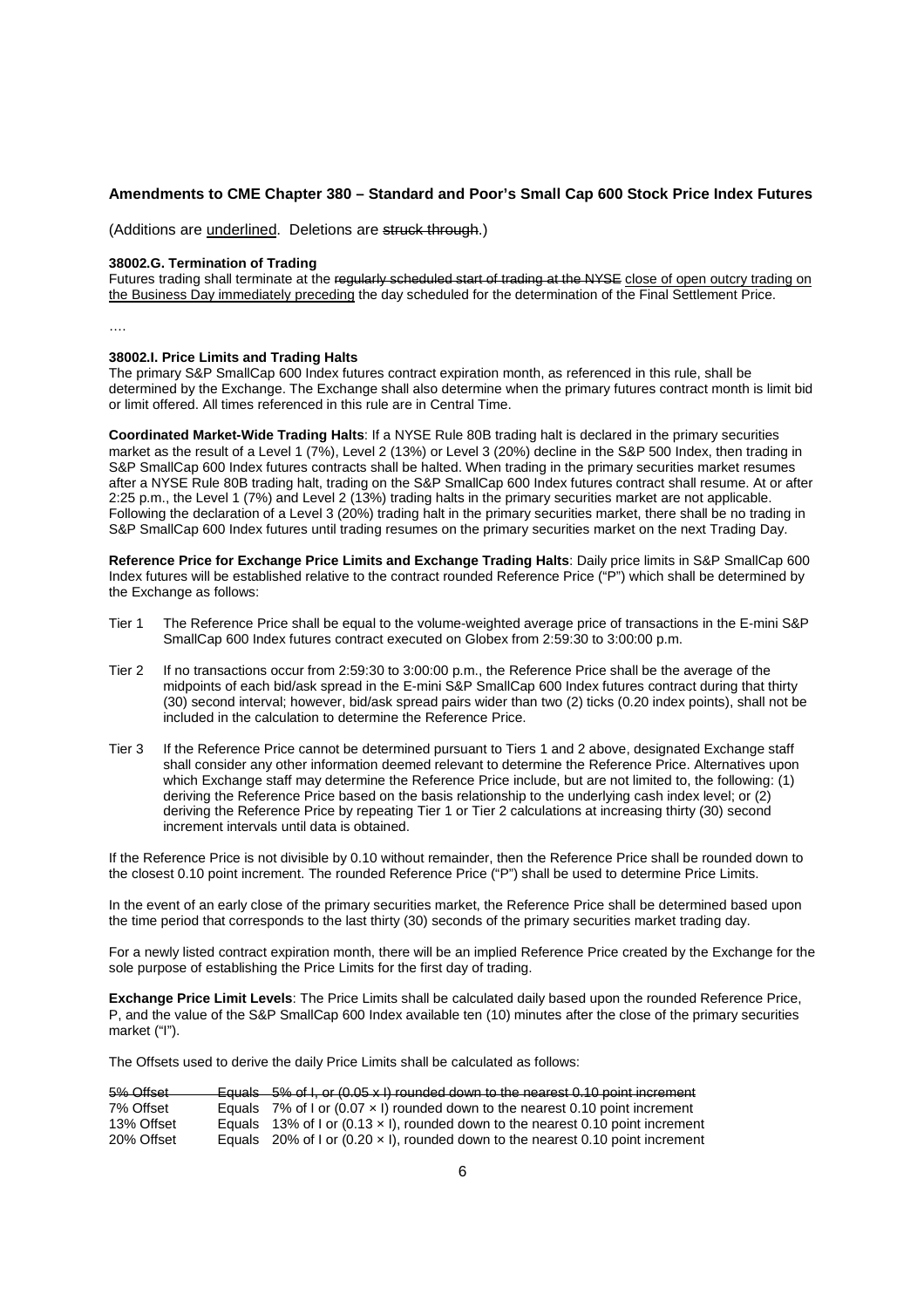**Amendments to CME Chapter 380 – Standard and Poor's Small Cap 600 Stock Price Index Futures**

(Additions are <u>underlined</u>. Deletions are ~~struck through~~.)

**38002.G. Termination of Trading**

Futures trading shall terminate at the ~~regularly scheduled start of trading at the NYSE~~ <u>close of open outcry trading on the Business Day immediately preceding</u> the day scheduled for the determination of the Final Settlement Price.

….

**38002.I. Price Limits and Trading Halts**

The primary S&P SmallCap 600 Index futures contract expiration month, as referenced in this rule, shall be determined by the Exchange. The Exchange shall also determine when the primary futures contract month is limit bid or limit offered. All times referenced in this rule are in Central Time.

**Coordinated Market-Wide Trading Halts**: If a NYSE Rule 80B trading halt is declared in the primary securities market as the result of a Level 1 (7%), Level 2 (13%) or Level 3 (20%) decline in the S&P 500 Index, then trading in S&P SmallCap 600 Index futures contracts shall be halted. When trading in the primary securities market resumes after a NYSE Rule 80B trading halt, trading on the S&P SmallCap 600 Index futures contract shall resume. At or after 2:25 p.m., the Level 1 (7%) and Level 2 (13%) trading halts in the primary securities market are not applicable. Following the declaration of a Level 3 (20%) trading halt in the primary securities market, there shall be no trading in S&P SmallCap 600 Index futures until trading resumes on the primary securities market on the next Trading Day.

**Reference Price for Exchange Price Limits and Exchange Trading Halts**: Daily price limits in S&P SmallCap 600 Index futures will be established relative to the contract rounded Reference Price ("P") which shall be determined by the Exchange as follows:

- Tier 1 The Reference Price shall be equal to the volume-weighted average price of transactions in the E-mini S&P SmallCap 600 Index futures contract executed on Globex from 2:59:30 to 3:00:00 p.m.
- Tier 2 If no transactions occur from 2:59:30 to 3:00:00 p.m., the Reference Price shall be the average of the midpoints of each bid/ask spread in the E-mini S&P SmallCap 600 Index futures contract during that thirty (30) second interval; however, bid/ask spread pairs wider than two (2) ticks (0.20 index points), shall not be included in the calculation to determine the Reference Price.
- Tier 3 If the Reference Price cannot be determined pursuant to Tiers 1 and 2 above, designated Exchange staff shall consider any other information deemed relevant to determine the Reference Price. Alternatives upon which Exchange staff may determine the Reference Price include, but are not limited to, the following: (1) deriving the Reference Price based on the basis relationship to the underlying cash index level; or (2) deriving the Reference Price by repeating Tier 1 or Tier 2 calculations at increasing thirty (30) second increment intervals until data is obtained.

If the Reference Price is not divisible by 0.10 without remainder, then the Reference Price shall be rounded down to the closest 0.10 point increment. The rounded Reference Price ("P") shall be used to determine Price Limits.

In the event of an early close of the primary securities market, the Reference Price shall be determined based upon the time period that corresponds to the last thirty (30) seconds of the primary securities market trading day.

For a newly listed contract expiration month, there will be an implied Reference Price created by the Exchange for the sole purpose of establishing the Price Limits for the first day of trading.

**Exchange Price Limit Levels**: The Price Limits shall be calculated daily based upon the rounded Reference Price, P, and the value of the S&P SmallCap 600 Index available ten (10) minutes after the close of the primary securities market ("I").

The Offsets used to derive the daily Price Limits shall be calculated as follows:

| | |
|---|---|
| ~~5% Offset~~ | ~~Equals 5% of I, or (0.05 x I) rounded down to the nearest 0.10 point increment~~ |
| 7% Offset | Equals 7% of I or (0.07 × I) rounded down to the nearest 0.10 point increment |
| 13% Offset | Equals 13% of I or (0.13 × I), rounded down to the nearest 0.10 point increment |
| 20% Offset | Equals 20% of I or (0.20 × I), rounded down to the nearest 0.10 point increment |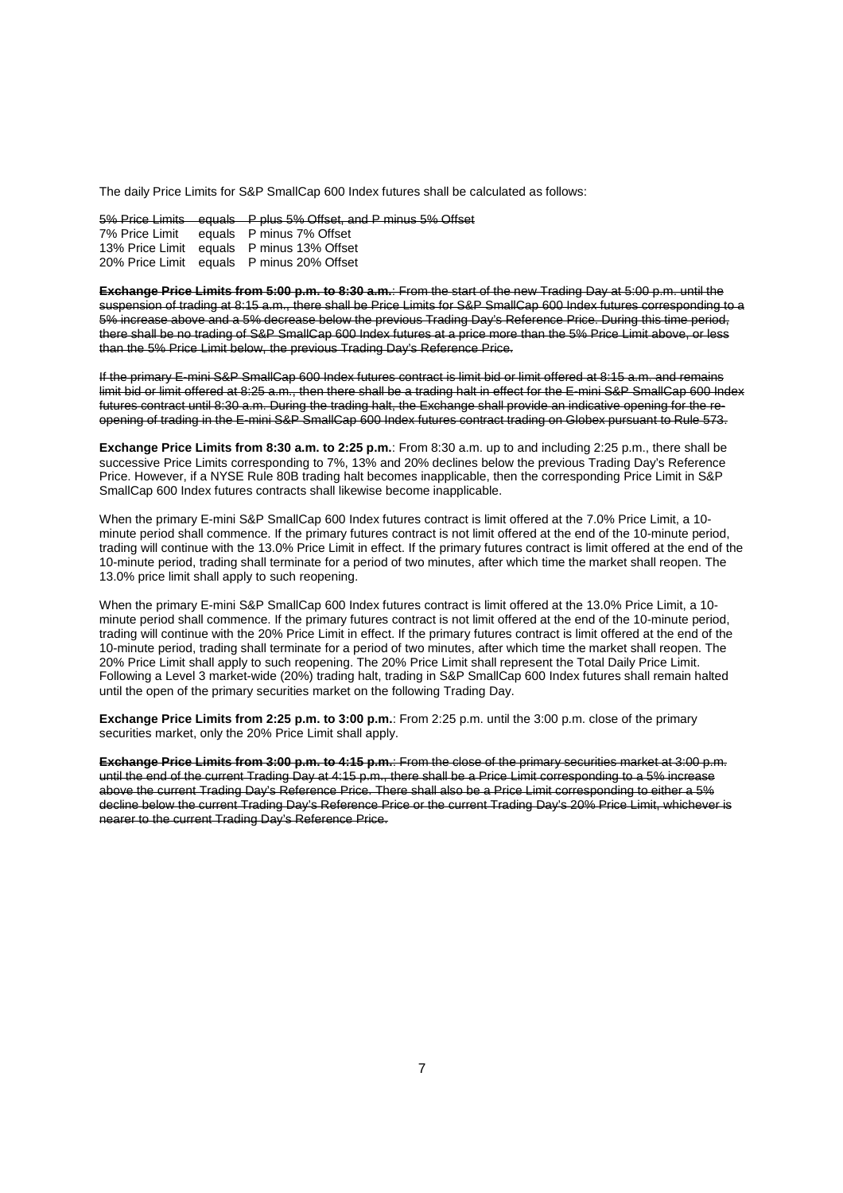The daily Price Limits for S&P SmallCap 600 Index futures shall be calculated as follows:

~~5% Price Limits equals P plus 5% Offset, and P minus 5% Offset~~
7% Price Limit equals P minus 7% Offset
13% Price Limit equals P minus 13% Offset
20% Price Limit equals P minus 20% Offset

~~**Exchange Price Limits from 5:00 p.m. to 8:30 a.m.**: From the start of the new Trading Day at 5:00 p.m. until the suspension of trading at 8:15 a.m., there shall be Price Limits for S&P SmallCap 600 Index futures corresponding to a 5% increase above and a 5% decrease below the previous Trading Day's Reference Price. During this time period, there shall be no trading of S&P SmallCap 600 Index futures at a price more than the 5% Price Limit above, or less than the 5% Price Limit below, the previous Trading Day's Reference Price.~~

~~If the primary E-mini S&P SmallCap 600 Index futures contract is limit bid or limit offered at 8:15 a.m. and remains limit bid or limit offered at 8:25 a.m., then there shall be a trading halt in effect for the E-mini S&P SmallCap 600 Index futures contract until 8:30 a.m. During the trading halt, the Exchange shall provide an indicative opening for the re-opening of trading in the E-mini S&P SmallCap 600 Index futures contract trading on Globex pursuant to Rule 573.~~

**Exchange Price Limits from 8:30 a.m. to 2:25 p.m.**: From 8:30 a.m. up to and including 2:25 p.m., there shall be successive Price Limits corresponding to 7%, 13% and 20% declines below the previous Trading Day's Reference Price. However, if a NYSE Rule 80B trading halt becomes inapplicable, then the corresponding Price Limit in S&P SmallCap 600 Index futures contracts shall likewise become inapplicable.

When the primary E-mini S&P SmallCap 600 Index futures contract is limit offered at the 7.0% Price Limit, a 10-minute period shall commence. If the primary futures contract is not limit offered at the end of the 10-minute period, trading will continue with the 13.0% Price Limit in effect. If the primary futures contract is limit offered at the end of the 10-minute period, trading shall terminate for a period of two minutes, after which time the market shall reopen. The 13.0% price limit shall apply to such reopening.

When the primary E-mini S&P SmallCap 600 Index futures contract is limit offered at the 13.0% Price Limit, a 10-minute period shall commence. If the primary futures contract is not limit offered at the end of the 10-minute period, trading will continue with the 20% Price Limit in effect. If the primary futures contract is limit offered at the end of the 10-minute period, trading shall terminate for a period of two minutes, after which time the market shall reopen. The 20% Price Limit shall apply to such reopening. The 20% Price Limit shall represent the Total Daily Price Limit. Following a Level 3 market-wide (20%) trading halt, trading in S&P SmallCap 600 Index futures shall remain halted until the open of the primary securities market on the following Trading Day.

**Exchange Price Limits from 2:25 p.m. to 3:00 p.m.**: From 2:25 p.m. until the 3:00 p.m. close of the primary securities market, only the 20% Price Limit shall apply.

~~**Exchange Price Limits from 3:00 p.m. to 4:15 p.m.**: From the close of the primary securities market at 3:00 p.m. until the end of the current Trading Day at 4:15 p.m., there shall be a Price Limit corresponding to a 5% increase above the current Trading Day's Reference Price. There shall also be a Price Limit corresponding to either a 5% decline below the current Trading Day's Reference Price or the current Trading Day's 20% Price Limit, whichever is nearer to the current Trading Day's Reference Price.~~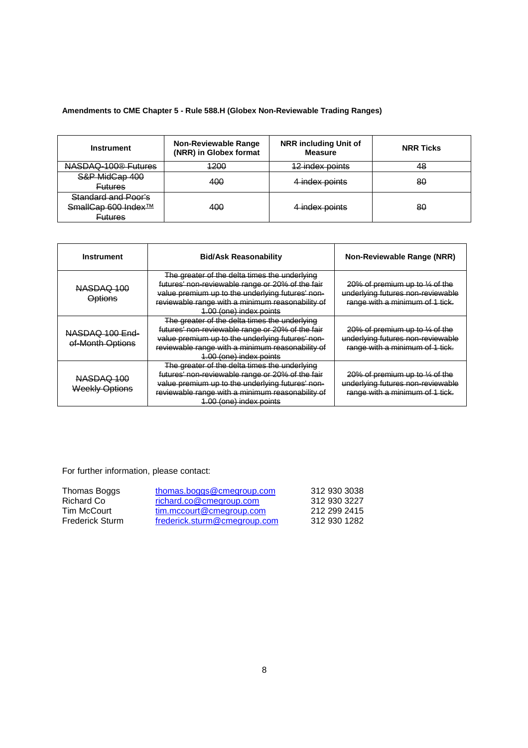**Amendments to CME Chapter 5 - Rule 588.H (Globex Non-Reviewable Trading Ranges)**

| Instrument | Non-Reviewable Range (NRR) in Globex format | NRR including Unit of Measure | NRR Ticks |
|---|---|---|---|
| ~~NASDAQ-100® Futures~~ | ~~1200~~ | ~~12 index points~~ | ~~48~~ |
| ~~S&P MidCap 400 Futures~~ | ~~400~~ | ~~4 index points~~ | ~~80~~ |
| ~~Standard and Poor's SmallCap 600 Index™ Futures~~ | ~~400~~ | ~~4 index points~~ | ~~80~~ |

| Instrument | Bid/Ask Reasonability | Non-Reviewable Range (NRR) |
|---|---|---|
| ~~NASDAQ 100 Options~~ | ~~The greater of the delta times the underlying futures' non-reviewable range or 20% of the fair value premium up to the underlying futures' non-reviewable range with a minimum reasonability of 1.00 (one) index points~~ | ~~20% of premium up to ¼ of the underlying futures non-reviewable range with a minimum of 1 tick.~~ |
| ~~NASDAQ 100 End-of-Month Options~~ | ~~The greater of the delta times the underlying futures' non-reviewable range or 20% of the fair value premium up to the underlying futures' non-reviewable range with a minimum reasonability of 1.00 (one) index points~~ | ~~20% of premium up to ¼ of the underlying futures non-reviewable range with a minimum of 1 tick.~~ |
| ~~NASDAQ 100 Weekly Options~~ | ~~The greater of the delta times the underlying futures' non-reviewable range or 20% of the fair value premium up to the underlying futures' non-reviewable range with a minimum reasonability of 1.00 (one) index points~~ | ~~20% of premium up to ¼ of the underlying futures non-reviewable range with a minimum of 1 tick.~~ |

For further information, please contact:

| | | |
|---|---|---|
| Thomas Boggs | thomas.boggs@cmegroup.com | 312 930 3038 |
| Richard Co | richard.co@cmegroup.com | 312 930 3227 |
| Tim McCourt | tim.mccourt@cmegroup.com | 212 299 2415 |
| Frederick Sturm | frederick.sturm@cmegroup.com | 312 930 1282 |